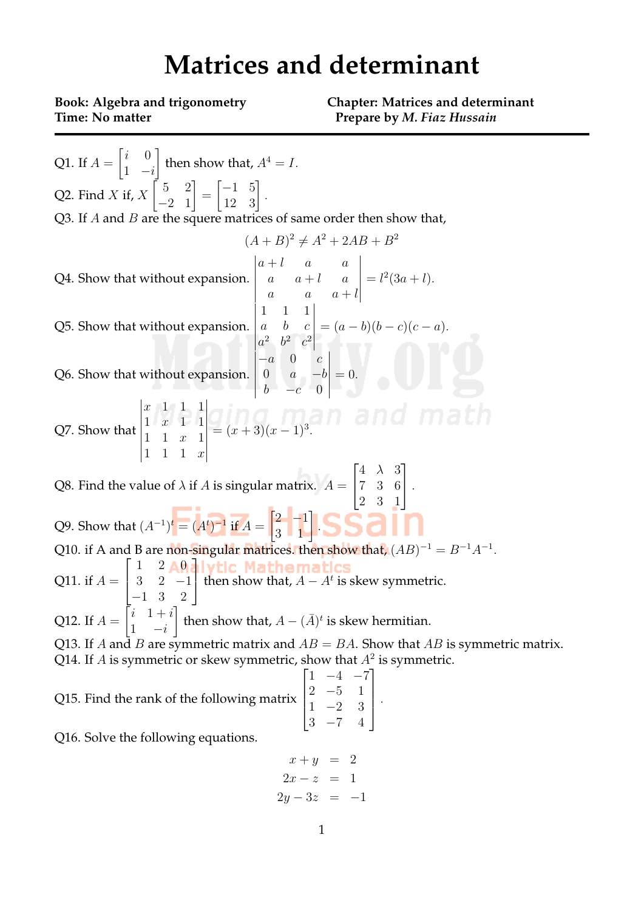# Matrices and determinant

**Book: Algebra and trigonometry** **Chapter: Matrices and determinant**
**Time: No matter** **Prepare by *M. Fiaz Hussain***

---

Q1. If $A = \begin{bmatrix} i & 0 \\ 1 & -i \end{bmatrix}$ then show that, $A^4 = I$.

Q2. Find $X$ if, $X \begin{bmatrix} 5 & 2 \\ -2 & 1 \end{bmatrix} = \begin{bmatrix} -1 & 5 \\ 12 & 3 \end{bmatrix}$.

Q3. If $A$ and $B$ are the squere matrices of same order then show that,

$$(A+B)^2 \neq A^2 + 2AB + B^2$$

Q4. Show that without expansion. $\begin{vmatrix} a+l & a & a \\ a & a+l & a \\ a & a & a+l \end{vmatrix} = l^2(3a+l)$.

Q5. Show that without expansion. $\begin{vmatrix} 1 & 1 & 1 \\ a & b & c \\ a^2 & b^2 & c^2 \end{vmatrix} = (a-b)(b-c)(c-a)$.

Q6. Show that without expansion. $\begin{vmatrix} -a & 0 & c \\ 0 & a & -b \\ b & -c & 0 \end{vmatrix} = 0$.

Q7. Show that $\begin{vmatrix} x & 1 & 1 & 1 \\ 1 & x & 1 & 1 \\ 1 & 1 & x & 1 \\ 1 & 1 & 1 & x \end{vmatrix} = (x+3)(x-1)^3$.

Q8. Find the value of $\lambda$ if $A$ is singular matrix. $A = \begin{bmatrix} 4 & \lambda & 3 \\ 7 & 3 & 6 \\ 2 & 3 & 1 \end{bmatrix}$.

Q9. Show that $(A^{-1})^t = (A^t)^{-1}$ if $A = \begin{bmatrix} 2 & -1 \\ 3 & 1 \end{bmatrix}$.

Q10. if A and B are non-singular matrices. then show that, $(AB)^{-1} = B^{-1}A^{-1}$.

Q11. if $A = \begin{bmatrix} 1 & 2 & 0 \\ 3 & 2 & -1 \\ -1 & 3 & 2 \end{bmatrix}$ then show that, $A - A^t$ is skew symmetric.

Q12. If $A = \begin{bmatrix} i & 1+i \\ 1 & -i \end{bmatrix}$ then show that, $A - (\bar{A})^t$ is skew hermitian.

Q13. If $A$ and $B$ are symmetric matrix and $AB = BA$. Show that $AB$ is symmetric matrix.

Q14. If $A$ is symmetric or skew symmetric, show that $A^2$ is symmetric.

Q15. Find the rank of the following matrix $\begin{bmatrix} 1 & -4 & -7 \\ 2 & -5 & 1 \\ 1 & -2 & 3 \\ 3 & -7 & 4 \end{bmatrix}$.

Q16. Solve the following equations.

$$\begin{aligned} x + y &= 2 \\ 2x - z &= 1 \\ 2y - 3z &= -1 \end{aligned}$$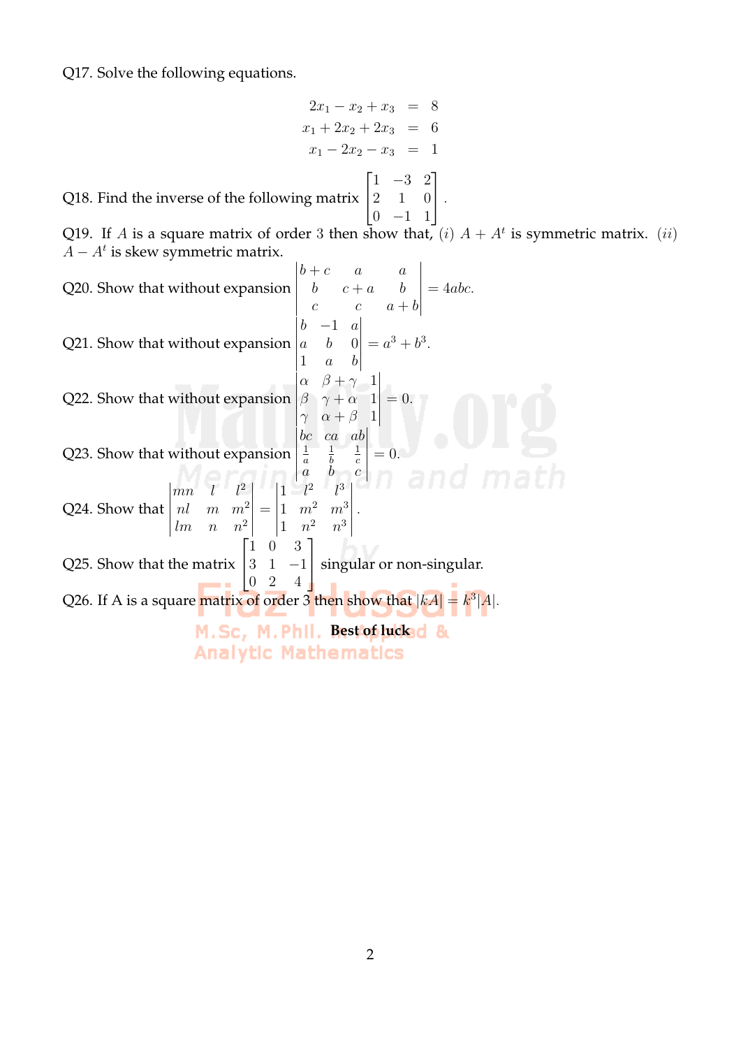Q17. Solve the following equations.

$$
\begin{aligned}
2x_1 - x_2 + x_3 &= 8 \\
x_1 + 2x_2 + 2x_3 &= 6 \\
x_1 - 2x_2 - x_3 &= 1
\end{aligned}
$$

Q18. Find the inverse of the following matrix $\begin{bmatrix} 1 & -3 & 2 \\ 2 & 1 & 0 \\ 0 & -1 & 1 \end{bmatrix}$.

Q19. If $A$ is a square matrix of order 3 then show that, $(i)$ $A + A^t$ is symmetric matrix. $(ii)$ $A - A^t$ is skew symmetric matrix.

Q20. Show that without expansion $\begin{vmatrix} b+c & a & a \\ b & c+a & b \\ c & c & a+b \end{vmatrix} = 4abc.$

Q21. Show that without expansion $\begin{vmatrix} b & -1 & a \\ a & b & 0 \\ 1 & a & b \end{vmatrix} = a^3 + b^3.$

Q22. Show that without expansion $\begin{vmatrix} \alpha & \beta+\gamma & 1 \\ \beta & \gamma+\alpha & 1 \\ \gamma & \alpha+\beta & 1 \end{vmatrix} = 0.$

Q23. Show that without expansion $\begin{vmatrix} bc & ca & ab \\ \frac{1}{a} & \frac{1}{b} & \frac{1}{c} \\ a & b & c \end{vmatrix} = 0.$

Q24. Show that $\begin{vmatrix} mn & l & l^2 \\ nl & m & m^2 \\ lm & n & n^2 \end{vmatrix} = \begin{vmatrix} 1 & l^2 & l^3 \\ 1 & m^2 & m^3 \\ 1 & n^2 & n^3 \end{vmatrix}.$

Q25. Show that the matrix $\begin{bmatrix} 1 & 0 & 3 \\ 3 & 1 & -1 \\ 0 & 2 & 4 \end{bmatrix}$ singular or non-singular.

Q26. If A is a square matrix of order 3 then show that $|kA| = k^3|A|$.

**Best of luck**